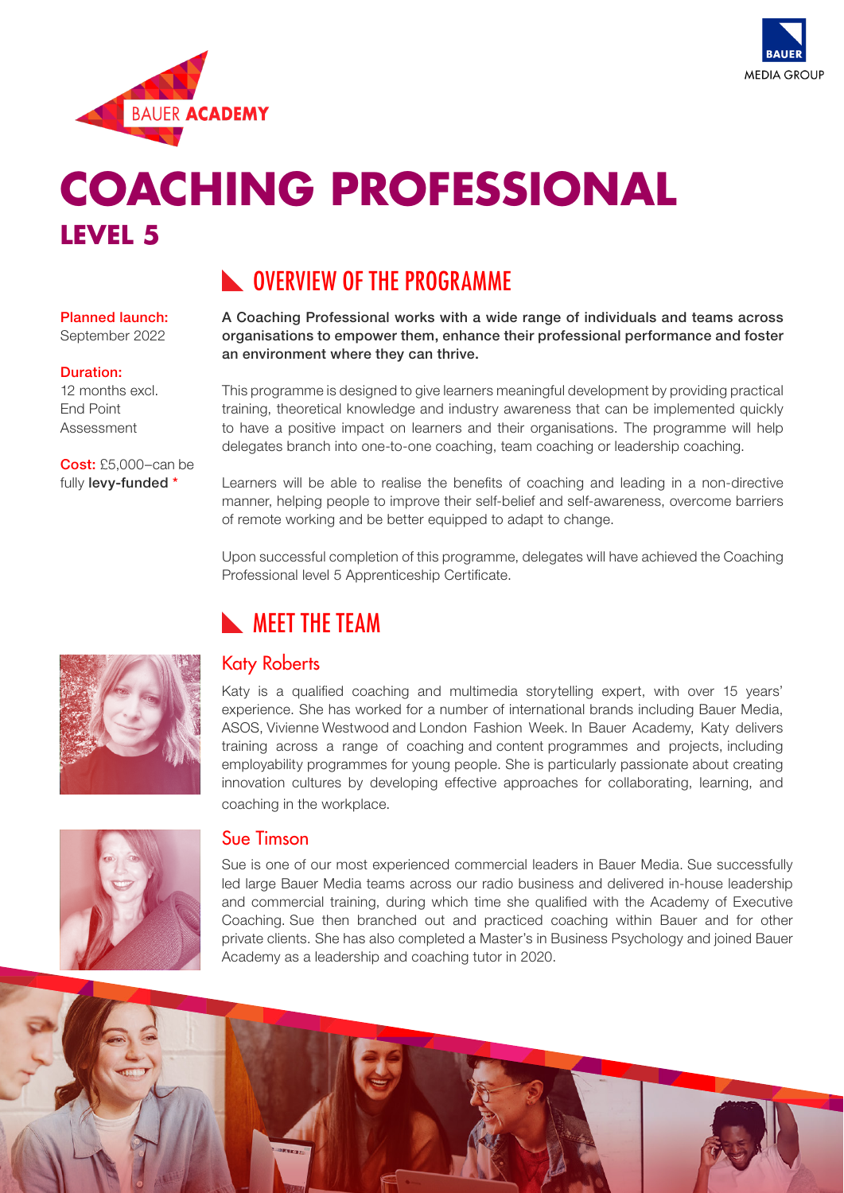BAUER ACADEMY

BAUER MEDIA GROUP

# COACHING PROFESSIONAL

## LEVEL 5

**Planned launch:** September 2022

**Duration:** 12 months excl. End Point Assessment

**Cost:** £5,000–can be fully **levy-funded** *

## OVERVIEW OF THE PROGRAMME

**A Coaching Professional works with a wide range of individuals and teams across organisations to empower them, enhance their professional performance and foster an environment where they can thrive.**

This programme is designed to give learners meaningful development by providing practical training, theoretical knowledge and industry awareness that can be implemented quickly to have a positive impact on learners and their organisations. The programme will help delegates branch into one-to-one coaching, team coaching or leadership coaching.

Learners will be able to realise the benefits of coaching and leading in a non-directive manner, helping people to improve their self-belief and self-awareness, overcome barriers of remote working and be better equipped to adapt to change.

Upon successful completion of this programme, delegates will have achieved the Coaching Professional level 5 Apprenticeship Certificate.

## MEET THE TEAM

### Katy Roberts

Katy is a qualified coaching and multimedia storytelling expert, with over 15 years' experience. She has worked for a number of international brands including Bauer Media, ASOS, Vivienne Westwood and London Fashion Week. In Bauer Academy, Katy delivers training across a range of coaching and content programmes and projects, including employability programmes for young people. She is particularly passionate about creating innovation cultures by developing effective approaches for collaborating, learning, and coaching in the workplace.

### Sue Timson

Sue is one of our most experienced commercial leaders in Bauer Media. Sue successfully led large Bauer Media teams across our radio business and delivered in-house leadership and commercial training, during which time she qualified with the Academy of Executive Coaching. Sue then branched out and practiced coaching within Bauer and for other private clients. She has also completed a Master's in Business Psychology and joined Bauer Academy as a leadership and coaching tutor in 2020.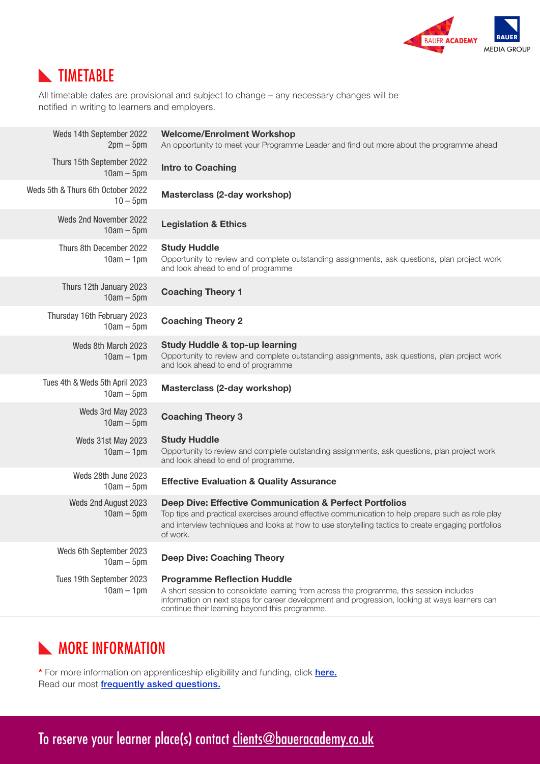## TIMETABLE

All timetable dates are provisional and subject to change – any necessary changes will be notified in writing to learners and employers.

| | |
|---|---|
| Weds 14th September 2022<br>2pm – 5pm | **Welcome/Enrolment Workshop**<br>An opportunity to meet your Programme Leader and find out more about the programme ahead |
| Thurs 15th September 2022<br>10am – 5pm | **Intro to Coaching** |
| Weds 5th & Thurs 6th October 2022<br>10 – 5pm | **Masterclass (2-day workshop)** |
| Weds 2nd November 2022<br>10am – 5pm | **Legislation & Ethics** |
| Thurs 8th December 2022<br>10am – 1pm | **Study Huddle**<br>Opportunity to review and complete outstanding assignments, ask questions, plan project work and look ahead to end of programme |
| Thurs 12th January 2023<br>10am – 5pm | **Coaching Theory 1** |
| Thursday 16th February 2023<br>10am – 5pm | **Coaching Theory 2** |
| Weds 8th March 2023<br>10am – 1pm | **Study Huddle & top-up learning**<br>Opportunity to review and complete outstanding assignments, ask questions, plan project work and look ahead to end of programme |
| Tues 4th & Weds 5th April 2023<br>10am – 5pm | **Masterclass (2-day workshop)** |
| Weds 3rd May 2023<br>10am – 5pm | **Coaching Theory 3** |
| Weds 31st May 2023<br>10am – 1pm | **Study Huddle**<br>Opportunity to review and complete outstanding assignments, ask questions, plan project work and look ahead to end of programme. |
| Weds 28th June 2023<br>10am – 5pm | **Effective Evaluation & Quality Assurance** |
| Weds 2nd August 2023<br>10am – 5pm | **Deep Dive: Effective Communication & Perfect Portfolios**<br>Top tips and practical exercises around effective communication to help prepare such as role play and interview techniques and looks at how to use storytelling tactics to create engaging portfolios of work. |
| Weds 6th September 2023<br>10am – 5pm | **Deep Dive: Coaching Theory** |
| Tues 19th September 2023<br>10am – 1pm | **Programme Reflection Huddle**<br>A short session to consolidate learning from across the programme, this session includes information on next steps for career development and progression, looking at ways learners can continue their learning beyond this programme. |

## MORE INFORMATION

* For more information on apprenticeship eligibility and funding, click **here.**
Read our most **frequently asked questions.**

To reserve your learner place(s) contact clients@baueracademy.co.uk